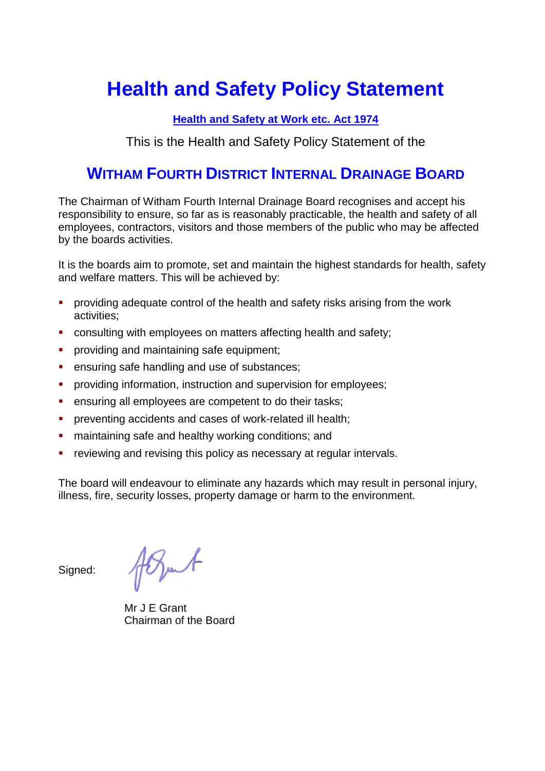# Health and Safety Policy Statement

**Health and Safety at Work etc. Act 1974**

This is the Health and Safety Policy Statement of the

## WITHAM FOURTH DISTRICT INTERNAL DRAINAGE BOARD

The Chairman of Witham Fourth Internal Drainage Board recognises and accept his responsibility to ensure, so far as is reasonably practicable, the health and safety of all employees, contractors, visitors and those members of the public who may be affected by the boards activities.

It is the boards aim to promote, set and maintain the highest standards for health, safety and welfare matters. This will be achieved by:

- providing adequate control of the health and safety risks arising from the work activities;
- consulting with employees on matters affecting health and safety;
- providing and maintaining safe equipment;
- ensuring safe handling and use of substances;
- providing information, instruction and supervision for employees;
- ensuring all employees are competent to do their tasks;
- preventing accidents and cases of work-related ill health;
- maintaining safe and healthy working conditions; and
- reviewing and revising this policy as necessary at regular intervals.

The board will endeavour to eliminate any hazards which may result in personal injury, illness, fire, security losses, property damage or harm to the environment.

Signed:

Mr J E Grant
Chairman of the Board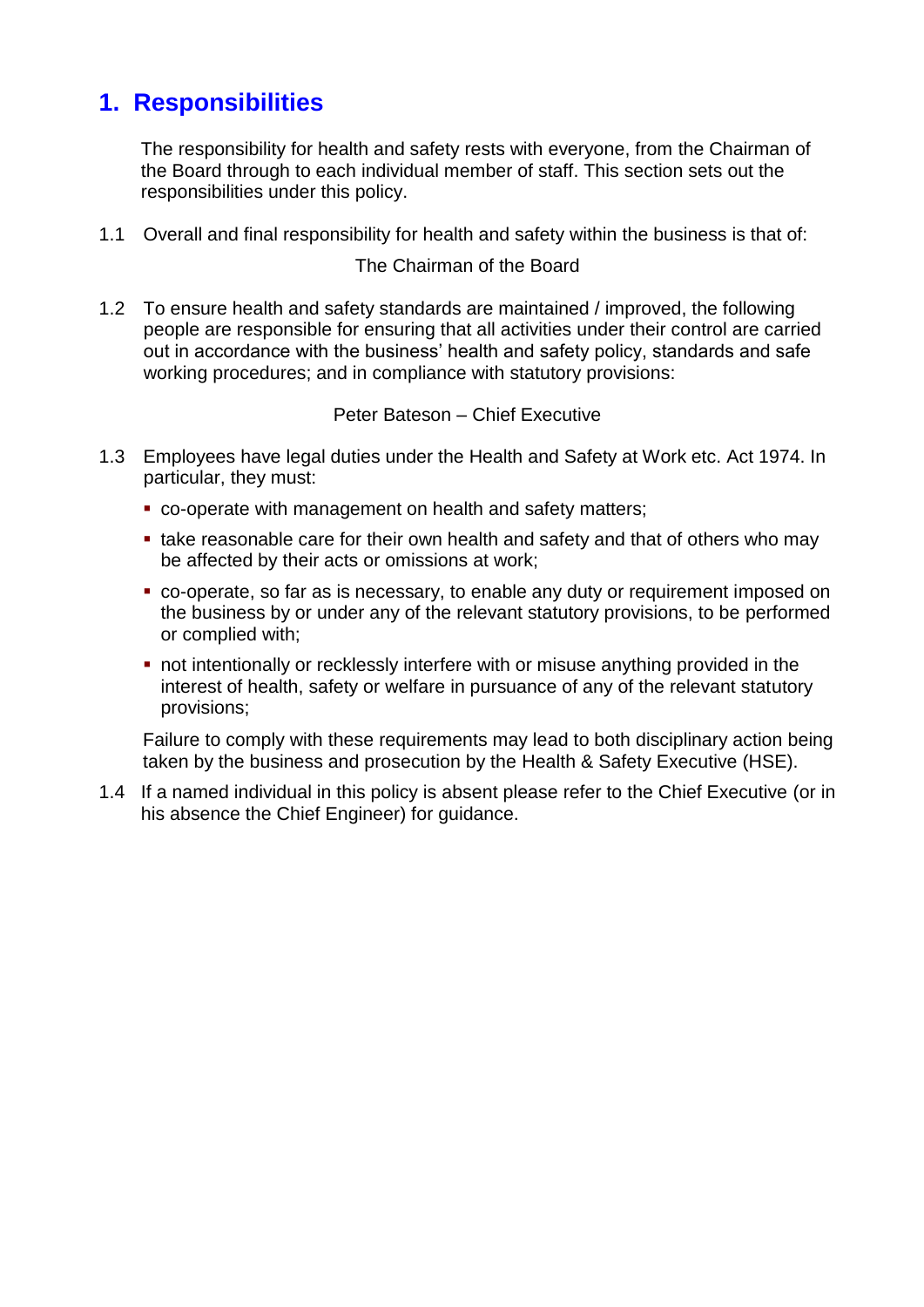# 1. Responsibilities

The responsibility for health and safety rests with everyone, from the Chairman of the Board through to each individual member of staff. This section sets out the responsibilities under this policy.

1.1 Overall and final responsibility for health and safety within the business is that of:

The Chairman of the Board

1.2 To ensure health and safety standards are maintained / improved, the following people are responsible for ensuring that all activities under their control are carried out in accordance with the business' health and safety policy, standards and safe working procedures; and in compliance with statutory provisions:

Peter Bateson – Chief Executive

1.3 Employees have legal duties under the Health and Safety at Work etc. Act 1974. In particular, they must:

- co-operate with management on health and safety matters;
- take reasonable care for their own health and safety and that of others who may be affected by their acts or omissions at work;
- co-operate, so far as is necessary, to enable any duty or requirement imposed on the business by or under any of the relevant statutory provisions, to be performed or complied with;
- not intentionally or recklessly interfere with or misuse anything provided in the interest of health, safety or welfare in pursuance of any of the relevant statutory provisions;

Failure to comply with these requirements may lead to both disciplinary action being taken by the business and prosecution by the Health & Safety Executive (HSE).

1.4 If a named individual in this policy is absent please refer to the Chief Executive (or in his absence the Chief Engineer) for guidance.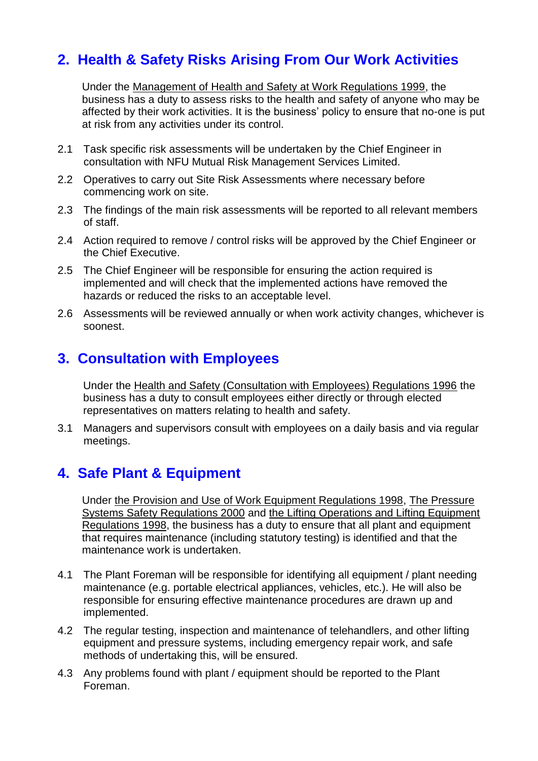## 2. Health & Safety Risks Arising From Our Work Activities

Under the Management of Health and Safety at Work Regulations 1999, the business has a duty to assess risks to the health and safety of anyone who may be affected by their work activities. It is the business' policy to ensure that no-one is put at risk from any activities under its control.

2.1 Task specific risk assessments will be undertaken by the Chief Engineer in consultation with NFU Mutual Risk Management Services Limited.

2.2 Operatives to carry out Site Risk Assessments where necessary before commencing work on site.

2.3 The findings of the main risk assessments will be reported to all relevant members of staff.

2.4 Action required to remove / control risks will be approved by the Chief Engineer or the Chief Executive.

2.5 The Chief Engineer will be responsible for ensuring the action required is implemented and will check that the implemented actions have removed the hazards or reduced the risks to an acceptable level.

2.6 Assessments will be reviewed annually or when work activity changes, whichever is soonest.

## 3. Consultation with Employees

Under the Health and Safety (Consultation with Employees) Regulations 1996 the business has a duty to consult employees either directly or through elected representatives on matters relating to health and safety.

3.1 Managers and supervisors consult with employees on a daily basis and via regular meetings.

## 4. Safe Plant & Equipment

Under the Provision and Use of Work Equipment Regulations 1998, The Pressure Systems Safety Regulations 2000 and the Lifting Operations and Lifting Equipment Regulations 1998, the business has a duty to ensure that all plant and equipment that requires maintenance (including statutory testing) is identified and that the maintenance work is undertaken.

4.1 The Plant Foreman will be responsible for identifying all equipment / plant needing maintenance (e.g. portable electrical appliances, vehicles, etc.). He will also be responsible for ensuring effective maintenance procedures are drawn up and implemented.

4.2 The regular testing, inspection and maintenance of telehandlers, and other lifting equipment and pressure systems, including emergency repair work, and safe methods of undertaking this, will be ensured.

4.3 Any problems found with plant / equipment should be reported to the Plant Foreman.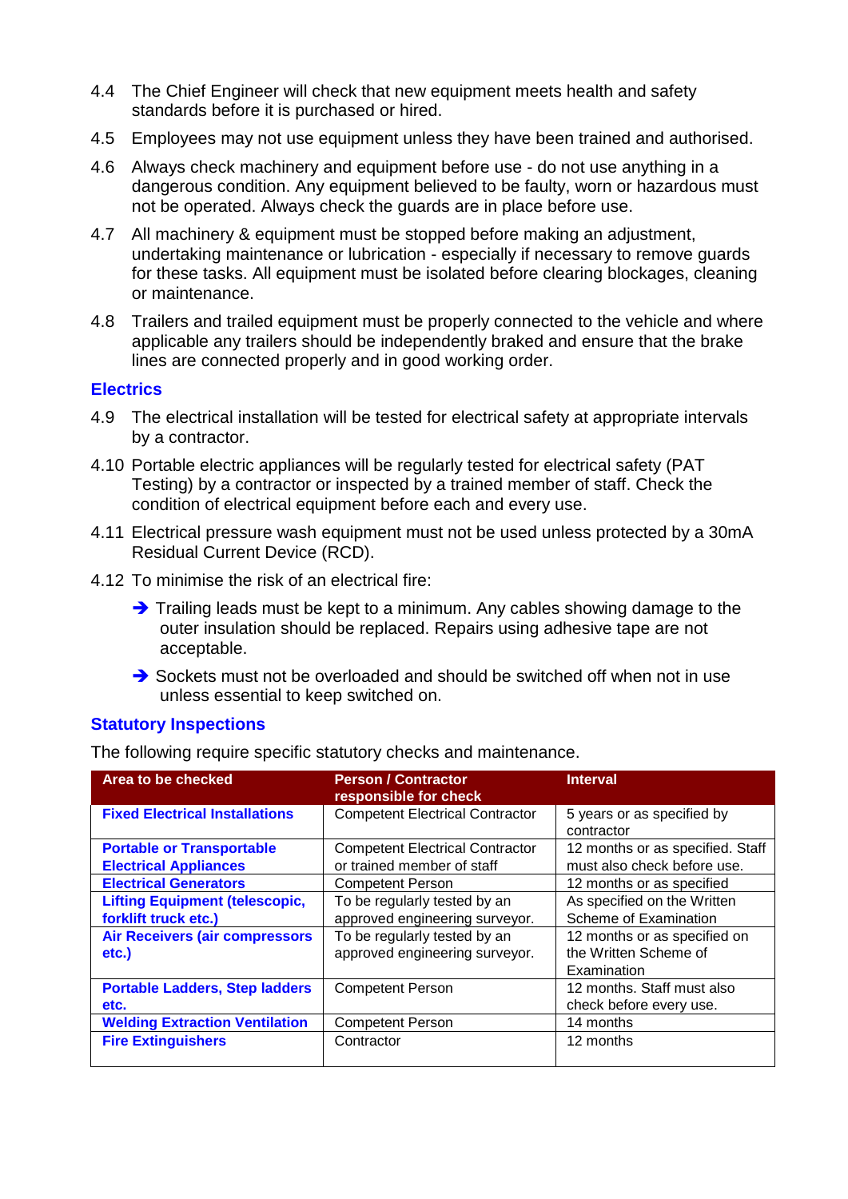4.4 The Chief Engineer will check that new equipment meets health and safety standards before it is purchased or hired.

4.5 Employees may not use equipment unless they have been trained and authorised.

4.6 Always check machinery and equipment before use - do not use anything in a dangerous condition. Any equipment believed to be faulty, worn or hazardous must not be operated. Always check the guards are in place before use.

4.7 All machinery & equipment must be stopped before making an adjustment, undertaking maintenance or lubrication - especially if necessary to remove guards for these tasks. All equipment must be isolated before clearing blockages, cleaning or maintenance.

4.8 Trailers and trailed equipment must be properly connected to the vehicle and where applicable any trailers should be independently braked and ensure that the brake lines are connected properly and in good working order.

## Electrics

4.9 The electrical installation will be tested for electrical safety at appropriate intervals by a contractor.

4.10 Portable electric appliances will be regularly tested for electrical safety (PAT Testing) by a contractor or inspected by a trained member of staff. Check the condition of electrical equipment before each and every use.

4.11 Electrical pressure wash equipment must not be used unless protected by a 30mA Residual Current Device (RCD).

4.12 To minimise the risk of an electrical fire:

- ➔ Trailing leads must be kept to a minimum. Any cables showing damage to the outer insulation should be replaced. Repairs using adhesive tape are not acceptable.
- ➔ Sockets must not be overloaded and should be switched off when not in use unless essential to keep switched on.

## Statutory Inspections

The following require specific statutory checks and maintenance.

| Area to be checked | Person / Contractor responsible for check | Interval |
|---|---|---|
| **Fixed Electrical Installations** | Competent Electrical Contractor | 5 years or as specified by contractor |
| **Portable or Transportable Electrical Appliances** | Competent Electrical Contractor or trained member of staff | 12 months or as specified. Staff must also check before use. |
| **Electrical Generators** | Competent Person | 12 months or as specified |
| **Lifting Equipment (telescopic, forklift truck etc.)** | To be regularly tested by an approved engineering surveyor. | As specified on the Written Scheme of Examination |
| **Air Receivers (air compressors etc.)** | To be regularly tested by an approved engineering surveyor. | 12 months or as specified on the Written Scheme of Examination |
| **Portable Ladders, Step ladders etc.** | Competent Person | 12 months. Staff must also check before every use. |
| **Welding Extraction Ventilation** | Competent Person | 14 months |
| **Fire Extinguishers** | Contractor | 12 months |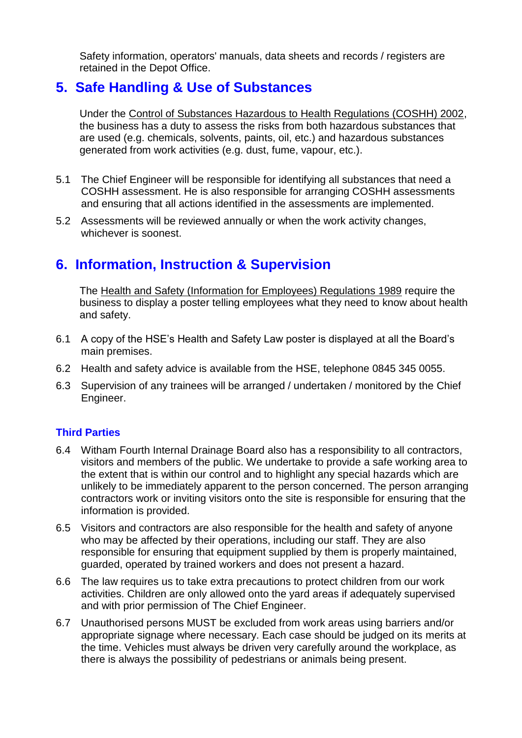Safety information, operators' manuals, data sheets and records / registers are retained in the Depot Office.

## 5. Safe Handling & Use of Substances

Under the Control of Substances Hazardous to Health Regulations (COSHH) 2002, the business has a duty to assess the risks from both hazardous substances that are used (e.g. chemicals, solvents, paints, oil, etc.) and hazardous substances generated from work activities (e.g. dust, fume, vapour, etc.).

5.1 The Chief Engineer will be responsible for identifying all substances that need a COSHH assessment. He is also responsible for arranging COSHH assessments and ensuring that all actions identified in the assessments are implemented.

5.2 Assessments will be reviewed annually or when the work activity changes, whichever is soonest.

## 6. Information, Instruction & Supervision

The Health and Safety (Information for Employees) Regulations 1989 require the business to display a poster telling employees what they need to know about health and safety.

6.1 A copy of the HSE's Health and Safety Law poster is displayed at all the Board's main premises.

6.2 Health and safety advice is available from the HSE, telephone 0845 345 0055.

6.3 Supervision of any trainees will be arranged / undertaken / monitored by the Chief Engineer.

### Third Parties

6.4 Witham Fourth Internal Drainage Board also has a responsibility to all contractors, visitors and members of the public. We undertake to provide a safe working area to the extent that is within our control and to highlight any special hazards which are unlikely to be immediately apparent to the person concerned. The person arranging contractors work or inviting visitors onto the site is responsible for ensuring that the information is provided.

6.5 Visitors and contractors are also responsible for the health and safety of anyone who may be affected by their operations, including our staff. They are also responsible for ensuring that equipment supplied by them is properly maintained, guarded, operated by trained workers and does not present a hazard.

6.6 The law requires us to take extra precautions to protect children from our work activities. Children are only allowed onto the yard areas if adequately supervised and with prior permission of The Chief Engineer.

6.7 Unauthorised persons MUST be excluded from work areas using barriers and/or appropriate signage where necessary. Each case should be judged on its merits at the time. Vehicles must always be driven very carefully around the workplace, as there is always the possibility of pedestrians or animals being present.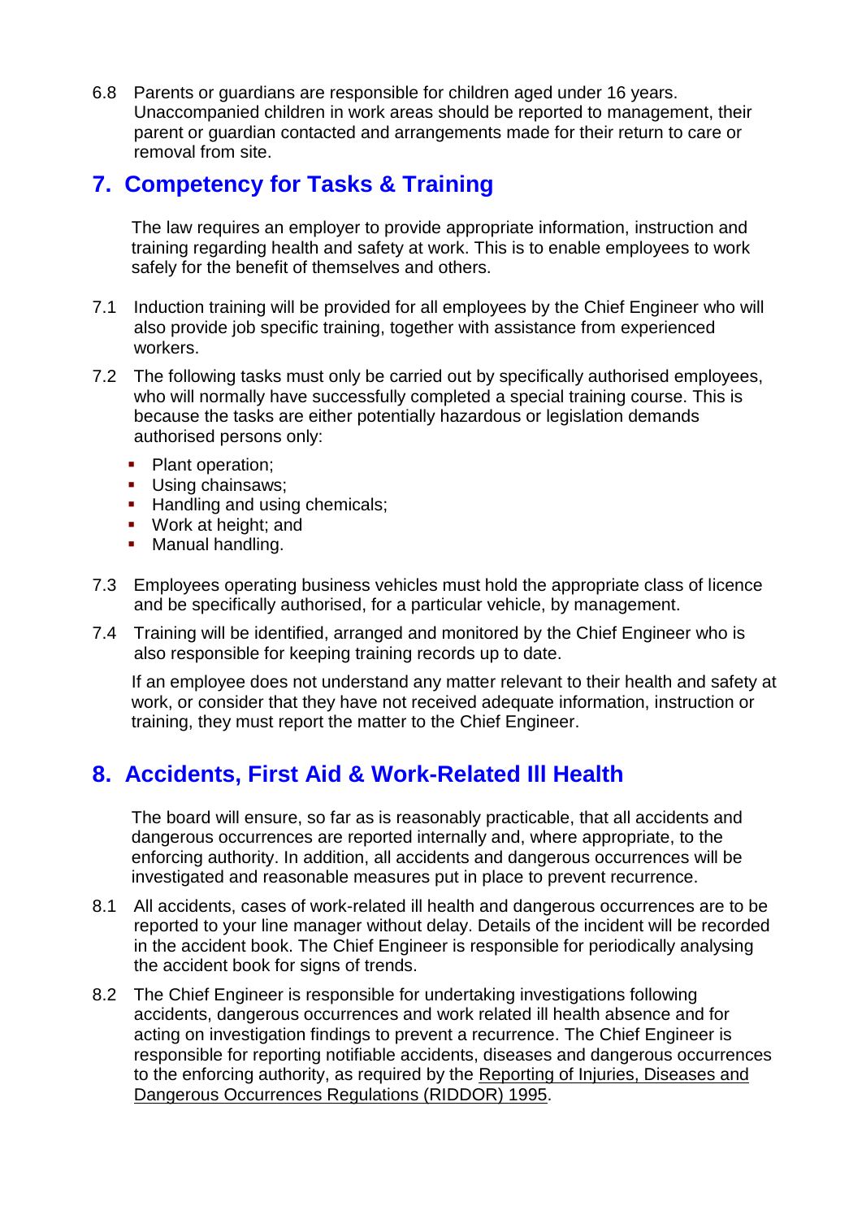6.8 Parents or guardians are responsible for children aged under 16 years. Unaccompanied children in work areas should be reported to management, their parent or guardian contacted and arrangements made for their return to care or removal from site.

## 7. Competency for Tasks & Training

The law requires an employer to provide appropriate information, instruction and training regarding health and safety at work. This is to enable employees to work safely for the benefit of themselves and others.

7.1 Induction training will be provided for all employees by the Chief Engineer who will also provide job specific training, together with assistance from experienced workers.

7.2 The following tasks must only be carried out by specifically authorised employees, who will normally have successfully completed a special training course. This is because the tasks are either potentially hazardous or legislation demands authorised persons only:

- Plant operation;
- Using chainsaws;
- Handling and using chemicals;
- Work at height; and
- Manual handling.

7.3 Employees operating business vehicles must hold the appropriate class of licence and be specifically authorised, for a particular vehicle, by management.

7.4 Training will be identified, arranged and monitored by the Chief Engineer who is also responsible for keeping training records up to date.

If an employee does not understand any matter relevant to their health and safety at work, or consider that they have not received adequate information, instruction or training, they must report the matter to the Chief Engineer.

## 8. Accidents, First Aid & Work-Related Ill Health

The board will ensure, so far as is reasonably practicable, that all accidents and dangerous occurrences are reported internally and, where appropriate, to the enforcing authority. In addition, all accidents and dangerous occurrences will be investigated and reasonable measures put in place to prevent recurrence.

8.1 All accidents, cases of work-related ill health and dangerous occurrences are to be reported to your line manager without delay. Details of the incident will be recorded in the accident book. The Chief Engineer is responsible for periodically analysing the accident book for signs of trends.

8.2 The Chief Engineer is responsible for undertaking investigations following accidents, dangerous occurrences and work related ill health absence and for acting on investigation findings to prevent a recurrence. The Chief Engineer is responsible for reporting notifiable accidents, diseases and dangerous occurrences to the enforcing authority, as required by the Reporting of Injuries, Diseases and Dangerous Occurrences Regulations (RIDDOR) 1995.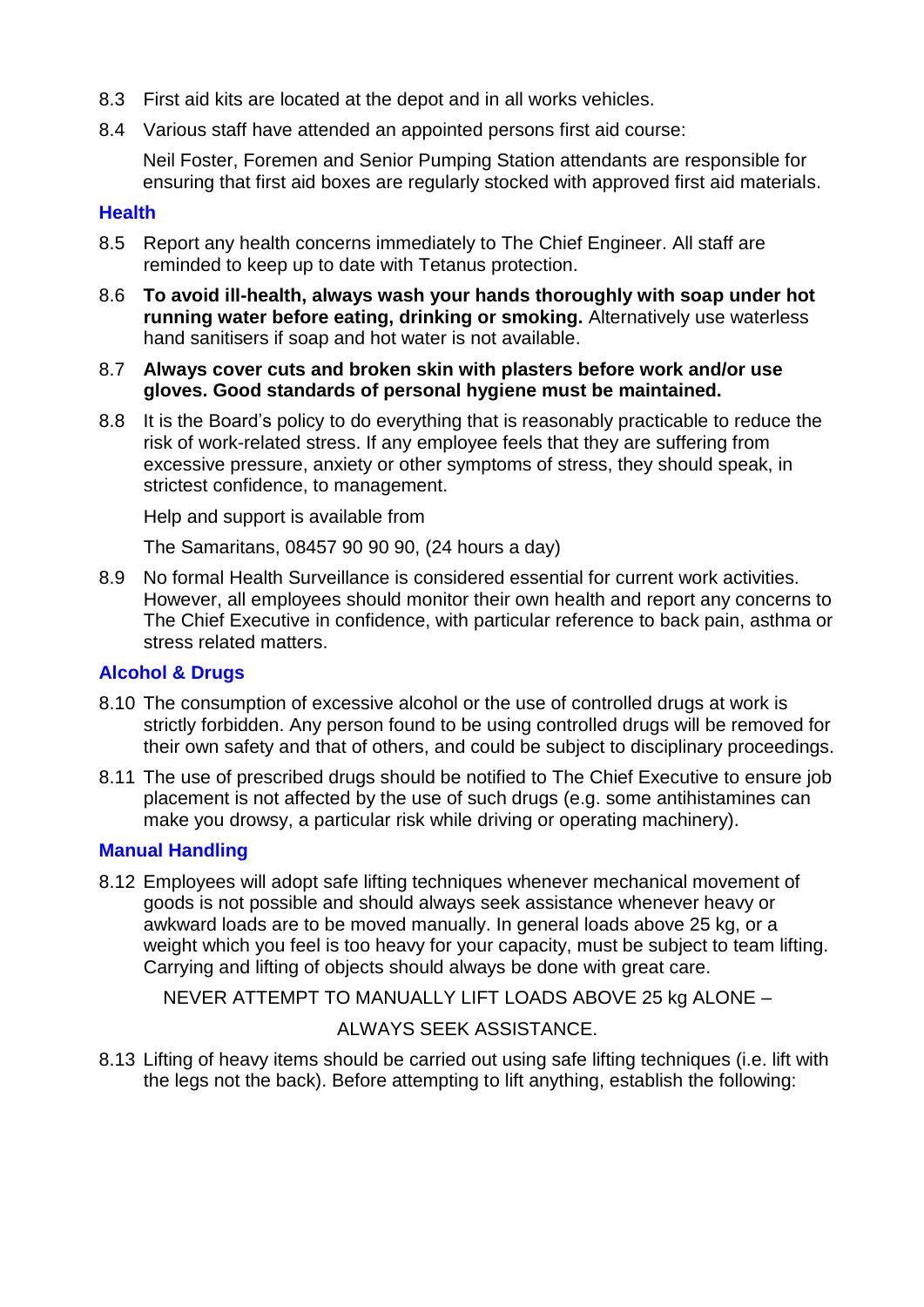8.3 First aid kits are located at the depot and in all works vehicles.

8.4 Various staff have attended an appointed persons first aid course:

Neil Foster, Foremen and Senior Pumping Station attendants are responsible for ensuring that first aid boxes are regularly stocked with approved first aid materials.

### Health

8.5 Report any health concerns immediately to The Chief Engineer. All staff are reminded to keep up to date with Tetanus protection.

8.6 **To avoid ill-health, always wash your hands thoroughly with soap under hot running water before eating, drinking or smoking.** Alternatively use waterless hand sanitisers if soap and hot water is not available.

8.7 **Always cover cuts and broken skin with plasters before work and/or use gloves. Good standards of personal hygiene must be maintained.**

8.8 It is the Board's policy to do everything that is reasonably practicable to reduce the risk of work-related stress. If any employee feels that they are suffering from excessive pressure, anxiety or other symptoms of stress, they should speak, in strictest confidence, to management.

Help and support is available from

The Samaritans, 08457 90 90 90, (24 hours a day)

8.9 No formal Health Surveillance is considered essential for current work activities. However, all employees should monitor their own health and report any concerns to The Chief Executive in confidence, with particular reference to back pain, asthma or stress related matters.

### Alcohol & Drugs

8.10 The consumption of excessive alcohol or the use of controlled drugs at work is strictly forbidden. Any person found to be using controlled drugs will be removed for their own safety and that of others, and could be subject to disciplinary proceedings.

8.11 The use of prescribed drugs should be notified to The Chief Executive to ensure job placement is not affected by the use of such drugs (e.g. some antihistamines can make you drowsy, a particular risk while driving or operating machinery).

### Manual Handling

8.12 Employees will adopt safe lifting techniques whenever mechanical movement of goods is not possible and should always seek assistance whenever heavy or awkward loads are to be moved manually. In general loads above 25 kg, or a weight which you feel is too heavy for your capacity, must be subject to team lifting. Carrying and lifting of objects should always be done with great care.

NEVER ATTEMPT TO MANUALLY LIFT LOADS ABOVE 25 kg ALONE –

ALWAYS SEEK ASSISTANCE.

8.13 Lifting of heavy items should be carried out using safe lifting techniques (i.e. lift with the legs not the back). Before attempting to lift anything, establish the following: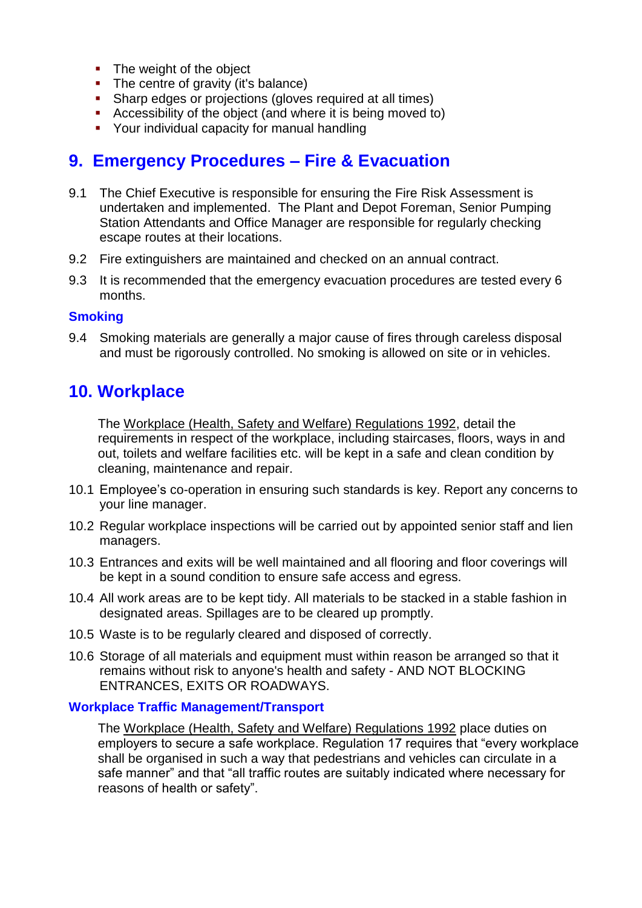- The weight of the object
- The centre of gravity (it's balance)
- Sharp edges or projections (gloves required at all times)
- Accessibility of the object (and where it is being moved to)
- Your individual capacity for manual handling

## 9. Emergency Procedures – Fire & Evacuation

9.1 The Chief Executive is responsible for ensuring the Fire Risk Assessment is undertaken and implemented. The Plant and Depot Foreman, Senior Pumping Station Attendants and Office Manager are responsible for regularly checking escape routes at their locations.

9.2 Fire extinguishers are maintained and checked on an annual contract.

9.3 It is recommended that the emergency evacuation procedures are tested every 6 months.

### Smoking

9.4 Smoking materials are generally a major cause of fires through careless disposal and must be rigorously controlled. No smoking is allowed on site or in vehicles.

## 10. Workplace

The Workplace (Health, Safety and Welfare) Regulations 1992, detail the requirements in respect of the workplace, including staircases, floors, ways in and out, toilets and welfare facilities etc. will be kept in a safe and clean condition by cleaning, maintenance and repair.

10.1 Employee's co-operation in ensuring such standards is key. Report any concerns to your line manager.

10.2 Regular workplace inspections will be carried out by appointed senior staff and lien managers.

10.3 Entrances and exits will be well maintained and all flooring and floor coverings will be kept in a sound condition to ensure safe access and egress.

10.4 All work areas are to be kept tidy. All materials to be stacked in a stable fashion in designated areas. Spillages are to be cleared up promptly.

10.5 Waste is to be regularly cleared and disposed of correctly.

10.6 Storage of all materials and equipment must within reason be arranged so that it remains without risk to anyone's health and safety - AND NOT BLOCKING ENTRANCES, EXITS OR ROADWAYS.

### Workplace Traffic Management/Transport

The Workplace (Health, Safety and Welfare) Regulations 1992 place duties on employers to secure a safe workplace. Regulation 17 requires that "every workplace shall be organised in such a way that pedestrians and vehicles can circulate in a safe manner" and that "all traffic routes are suitably indicated where necessary for reasons of health or safety".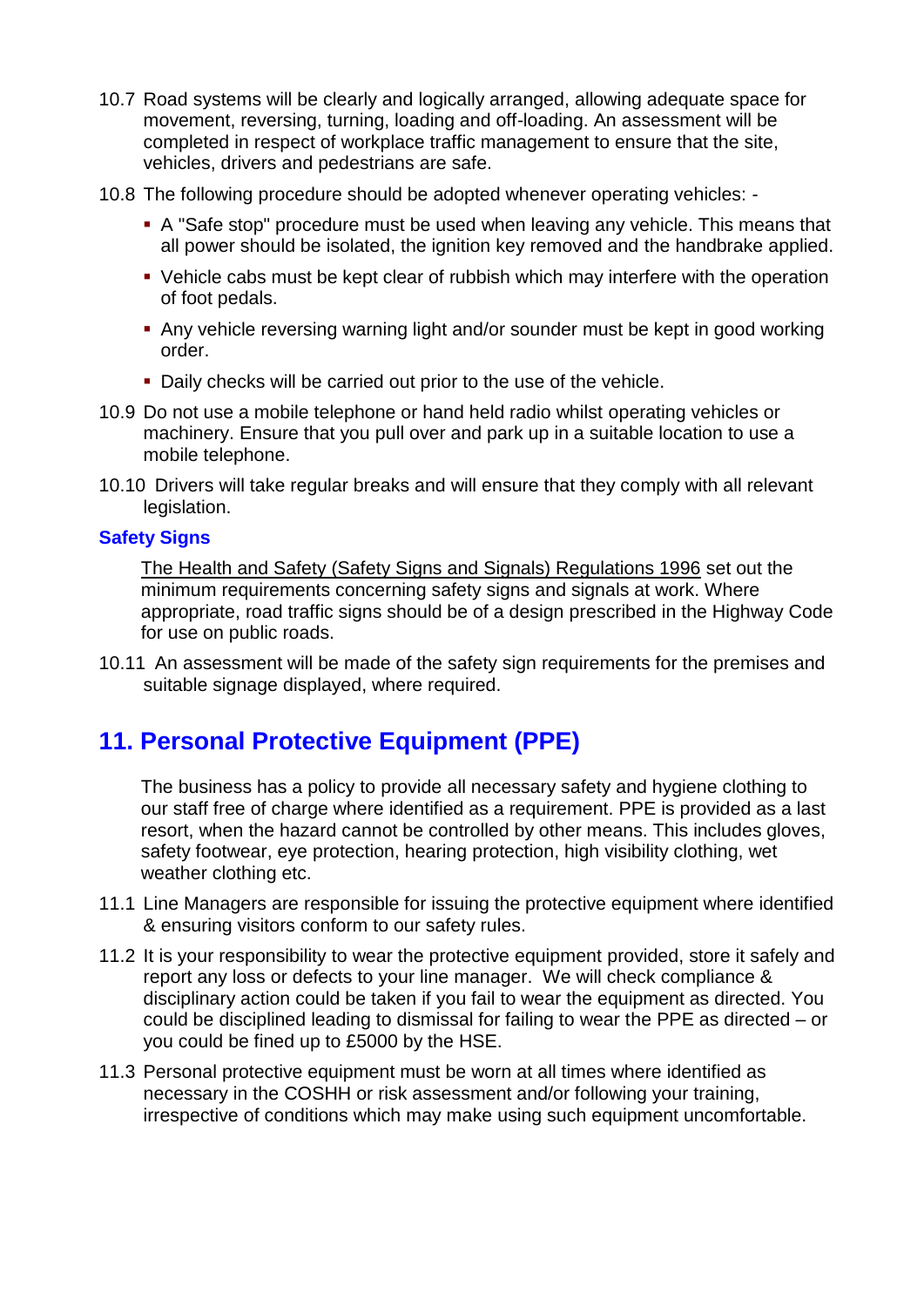10.7 Road systems will be clearly and logically arranged, allowing adequate space for movement, reversing, turning, loading and off-loading. An assessment will be completed in respect of workplace traffic management to ensure that the site, vehicles, drivers and pedestrians are safe.

10.8 The following procedure should be adopted whenever operating vehicles: -

- A "Safe stop" procedure must be used when leaving any vehicle. This means that all power should be isolated, the ignition key removed and the handbrake applied.
- Vehicle cabs must be kept clear of rubbish which may interfere with the operation of foot pedals.
- Any vehicle reversing warning light and/or sounder must be kept in good working order.
- Daily checks will be carried out prior to the use of the vehicle.

10.9 Do not use a mobile telephone or hand held radio whilst operating vehicles or machinery. Ensure that you pull over and park up in a suitable location to use a mobile telephone.

10.10 Drivers will take regular breaks and will ensure that they comply with all relevant legislation.

### Safety Signs

The Health and Safety (Safety Signs and Signals) Regulations 1996 set out the minimum requirements concerning safety signs and signals at work. Where appropriate, road traffic signs should be of a design prescribed in the Highway Code for use on public roads.

10.11 An assessment will be made of the safety sign requirements for the premises and suitable signage displayed, where required.

## 11. Personal Protective Equipment (PPE)

The business has a policy to provide all necessary safety and hygiene clothing to our staff free of charge where identified as a requirement. PPE is provided as a last resort, when the hazard cannot be controlled by other means. This includes gloves, safety footwear, eye protection, hearing protection, high visibility clothing, wet weather clothing etc.

11.1 Line Managers are responsible for issuing the protective equipment where identified & ensuring visitors conform to our safety rules.

11.2 It is your responsibility to wear the protective equipment provided, store it safely and report any loss or defects to your line manager. We will check compliance & disciplinary action could be taken if you fail to wear the equipment as directed. You could be disciplined leading to dismissal for failing to wear the PPE as directed – or you could be fined up to £5000 by the HSE.

11.3 Personal protective equipment must be worn at all times where identified as necessary in the COSHH or risk assessment and/or following your training, irrespective of conditions which may make using such equipment uncomfortable.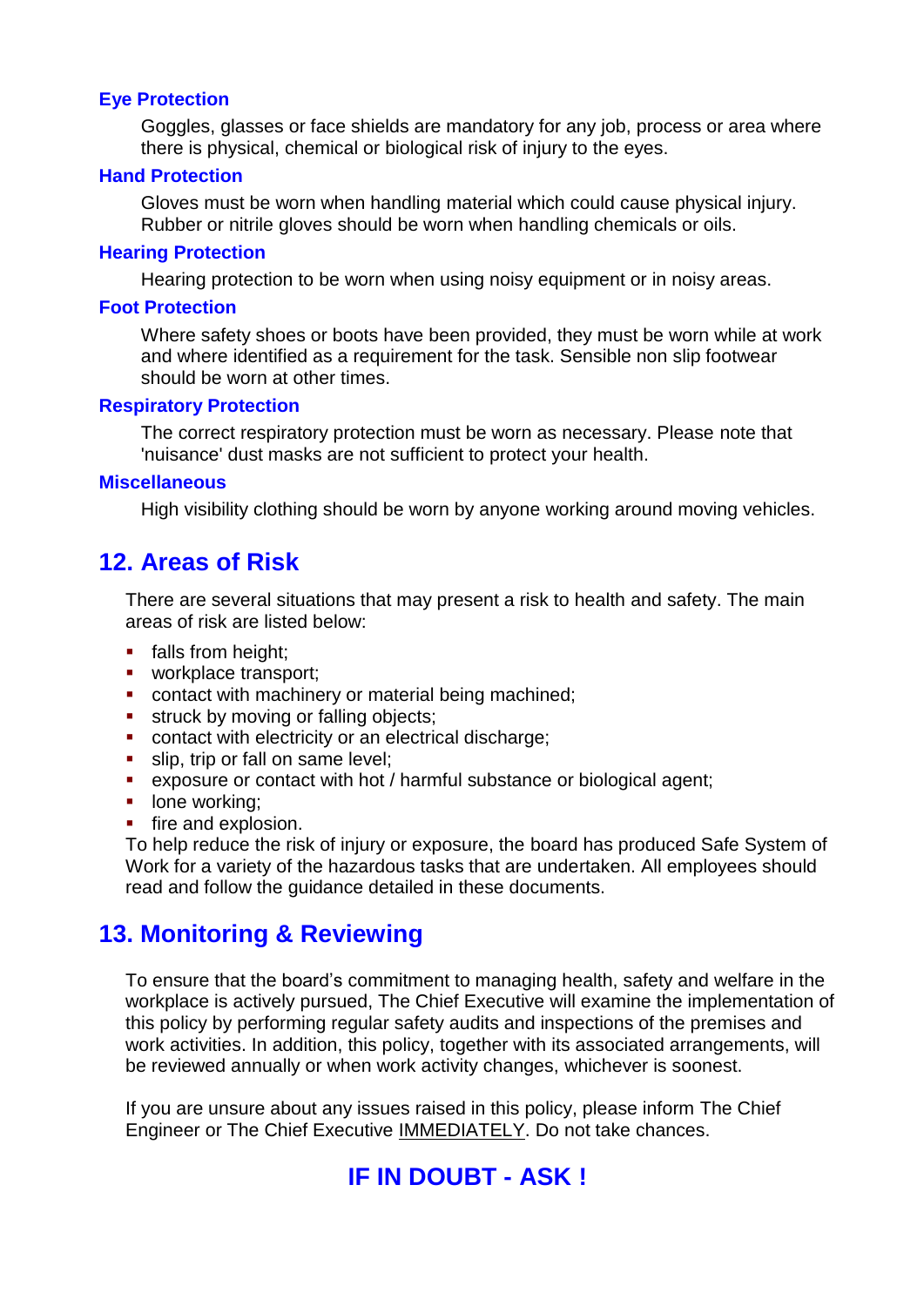### Eye Protection

Goggles, glasses or face shields are mandatory for any job, process or area where there is physical, chemical or biological risk of injury to the eyes.

### Hand Protection

Gloves must be worn when handling material which could cause physical injury. Rubber or nitrile gloves should be worn when handling chemicals or oils.

### Hearing Protection

Hearing protection to be worn when using noisy equipment or in noisy areas.

### Foot Protection

Where safety shoes or boots have been provided, they must be worn while at work and where identified as a requirement for the task. Sensible non slip footwear should be worn at other times.

### Respiratory Protection

The correct respiratory protection must be worn as necessary. Please note that 'nuisance' dust masks are not sufficient to protect your health.

### Miscellaneous

High visibility clothing should be worn by anyone working around moving vehicles.

## 12. Areas of Risk

There are several situations that may present a risk to health and safety. The main areas of risk are listed below:

- falls from height;
- workplace transport;
- contact with machinery or material being machined;
- struck by moving or falling objects;
- contact with electricity or an electrical discharge;
- slip, trip or fall on same level;
- exposure or contact with hot / harmful substance or biological agent;
- lone working;
- fire and explosion.

To help reduce the risk of injury or exposure, the board has produced Safe System of Work for a variety of the hazardous tasks that are undertaken. All employees should read and follow the guidance detailed in these documents.

## 13. Monitoring & Reviewing

To ensure that the board's commitment to managing health, safety and welfare in the workplace is actively pursued, The Chief Executive will examine the implementation of this policy by performing regular safety audits and inspections of the premises and work activities. In addition, this policy, together with its associated arrangements, will be reviewed annually or when work activity changes, whichever is soonest.

If you are unsure about any issues raised in this policy, please inform The Chief Engineer or The Chief Executive IMMEDIATELY. Do not take chances.

## IF IN DOUBT - ASK !